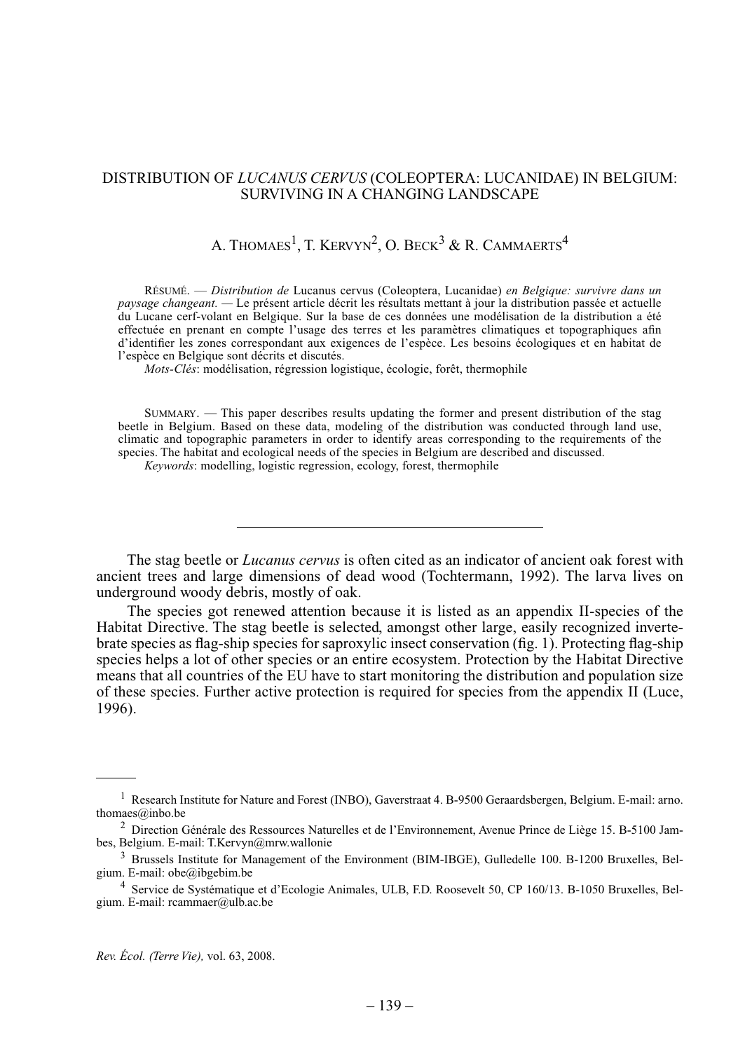# DISTRIBUTION OF *LUCANUS CERVUS* (COLEOPTERA: LUCANIDAE) IN BELGIUM: SURVIVING IN A CHANGING LANDSCAPE

A. THOMAES[1], T. KERVYN[2], O. BECK[3] & R. CAMMAERTS[4]

RÉSUMÉ. — *Distribution de* Lucanus cervus (Coleoptera, Lucanidae) *en Belgique: survivre dans un paysage changeant.* — Le présent article décrit les résultats mettant à jour la distribution passée et actuelle du Lucane cerf-volant en Belgique. Sur la base de ces données une modélisation de la distribution a été effectuée en prenant en compte l'usage des terres et les paramètres climatiques et topographiques afin d'identifier les zones correspondant aux exigences de l'espèce. Les besoins écologiques et en habitat de l'espèce en Belgique sont décrits et discutés.

*Mots-Clés*: modélisation, régression logistique, écologie, forêt, thermophile

SUMMARY. — This paper describes results updating the former and present distribution of the stag beetle in Belgium. Based on these data, modeling of the distribution was conducted through land use, climatic and topographic parameters in order to identify areas corresponding to the requirements of the species. The habitat and ecological needs of the species in Belgium are described and discussed.

*Keywords*: modelling, logistic regression, ecology, forest, thermophile

---

The stag beetle or *Lucanus cervus* is often cited as an indicator of ancient oak forest with ancient trees and large dimensions of dead wood (Tochtermann, 1992). The larva lives on underground woody debris, mostly of oak.

The species got renewed attention because it is listed as an appendix II-species of the Habitat Directive. The stag beetle is selected, amongst other large, easily recognized invertebrate species as flag-ship species for saproxylic insect conservation (fig. 1). Protecting flag-ship species helps a lot of other species or an entire ecosystem. Protection by the Habitat Directive means that all countries of the EU have to start monitoring the distribution and population size of these species. Further active protection is required for species from the appendix II (Luce, 1996).

---

[1] Research Institute for Nature and Forest (INBO), Gaverstraat 4. B-9500 Geraardsbergen, Belgium. E-mail: arno.thomaes@inbo.be

[2] Direction Générale des Ressources Naturelles et de l'Environnement, Avenue Prince de Liège 15. B-5100 Jambes, Belgium. E-mail: T.Kervyn@mrw.wallonie

[3] Brussels Institute for Management of the Environment (BIM-IBGE), Gulledelle 100. B-1200 Bruxelles, Belgium. E-mail: obe@ibgebim.be

[4] Service de Systématique et d'Ecologie Animales, ULB, F.D. Roosevelt 50, CP 160/13. B-1050 Bruxelles, Belgium. E-mail: rcammaer@ulb.ac.be

*Rev. Écol. (Terre Vie),* vol. 63, 2008.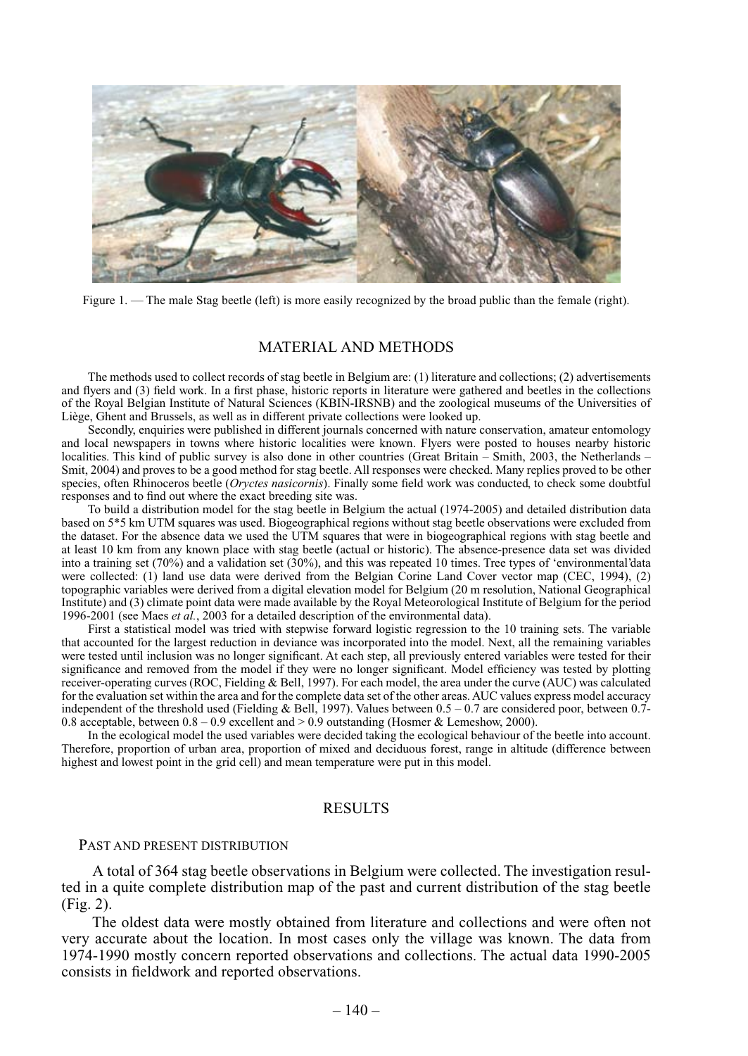Figure 1. — The male Stag beetle (left) is more easily recognized by the broad public than the female (right).

## MATERIAL AND METHODS

The methods used to collect records of stag beetle in Belgium are: (1) literature and collections; (2) advertisements and flyers and (3) field work. In a first phase, historic reports in literature were gathered and beetles in the collections of the Royal Belgian Institute of Natural Sciences (KBIN-IRSNB) and the zoological museums of the Universities of Liège, Ghent and Brussels, as well as in different private collections were looked up.

Secondly, enquiries were published in different journals concerned with nature conservation, amateur entomology and local newspapers in towns where historic localities were known. Flyers were posted to houses nearby historic localities. This kind of public survey is also done in other countries (Great Britain – Smith, 2003, the Netherlands – Smit, 2004) and proves to be a good method for stag beetle. All responses were checked. Many replies proved to be other species, often Rhinoceros beetle (*Oryctes nasicornis*). Finally some field work was conducted, to check some doubtful responses and to find out where the exact breeding site was.

To build a distribution model for the stag beetle in Belgium the actual (1974-2005) and detailed distribution data based on 5*5 km UTM squares was used. Biogeographical regions without stag beetle observations were excluded from the dataset. For the absence data we used the UTM squares that were in biogeographical regions with stag beetle and at least 10 km from any known place with stag beetle (actual or historic). The absence-presence data set was divided into a training set (70%) and a validation set (30%), and this was repeated 10 times. Tree types of 'environmental'data were collected: (1) land use data were derived from the Belgian Corine Land Cover vector map (CEC, 1994), (2) topographic variables were derived from a digital elevation model for Belgium (20 m resolution, National Geographical Institute) and (3) climate point data were made available by the Royal Meteorological Institute of Belgium for the period 1996-2001 (see Maes *et al.*, 2003 for a detailed description of the environmental data).

First a statistical model was tried with stepwise forward logistic regression to the 10 training sets. The variable that accounted for the largest reduction in deviance was incorporated into the model. Next, all the remaining variables were tested until inclusion was no longer significant. At each step, all previously entered variables were tested for their significance and removed from the model if they were no longer significant. Model efficiency was tested by plotting receiver-operating curves (ROC, Fielding & Bell, 1997). For each model, the area under the curve (AUC) was calculated for the evaluation set within the area and for the complete data set of the other areas. AUC values express model accuracy independent of the threshold used (Fielding & Bell, 1997). Values between 0.5 – 0.7 are considered poor, between 0.7-0.8 acceptable, between 0.8 – 0.9 excellent and > 0.9 outstanding (Hosmer & Lemeshow, 2000).

In the ecological model the used variables were decided taking the ecological behaviour of the beetle into account. Therefore, proportion of urban area, proportion of mixed and deciduous forest, range in altitude (difference between highest and lowest point in the grid cell) and mean temperature were put in this model.

## RESULTS

### PAST AND PRESENT DISTRIBUTION

A total of 364 stag beetle observations in Belgium were collected. The investigation resulted in a quite complete distribution map of the past and current distribution of the stag beetle (Fig. 2).

The oldest data were mostly obtained from literature and collections and were often not very accurate about the location. In most cases only the village was known. The data from 1974-1990 mostly concern reported observations and collections. The actual data 1990-2005 consists in fieldwork and reported observations.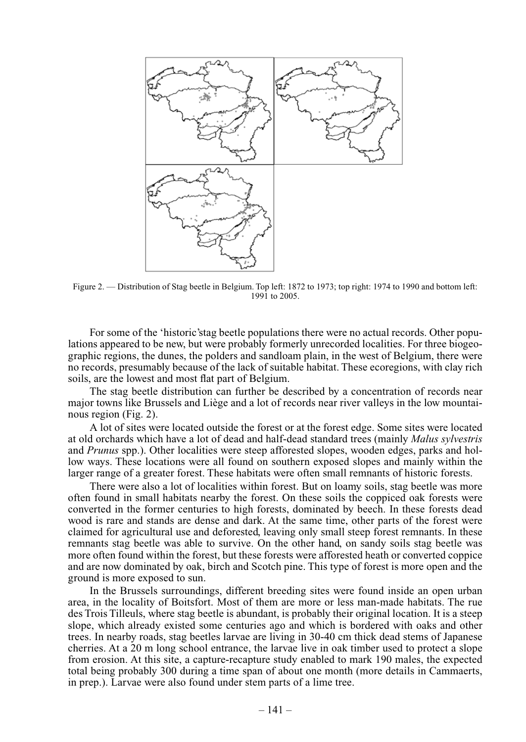Figure 2. — Distribution of Stag beetle in Belgium. Top left: 1872 to 1973; top right: 1974 to 1990 and bottom left: 1991 to 2005.

For some of the 'historic'stag beetle populations there were no actual records. Other populations appeared to be new, but were probably formerly unrecorded localities. For three biogeographic regions, the dunes, the polders and sandloam plain, in the west of Belgium, there were no records, presumably because of the lack of suitable habitat. These ecoregions, with clay rich soils, are the lowest and most flat part of Belgium.

The stag beetle distribution can further be described by a concentration of records near major towns like Brussels and Liège and a lot of records near river valleys in the low mountainous region (Fig. 2).

A lot of sites were located outside the forest or at the forest edge. Some sites were located at old orchards which have a lot of dead and half-dead standard trees (mainly *Malus sylvestris* and *Prunus* spp.). Other localities were steep afforested slopes, wooden edges, parks and hollow ways. These locations were all found on southern exposed slopes and mainly within the larger range of a greater forest. These habitats were often small remnants of historic forests.

There were also a lot of localities within forest. But on loamy soils, stag beetle was more often found in small habitats nearby the forest. On these soils the coppiced oak forests were converted in the former centuries to high forests, dominated by beech. In these forests dead wood is rare and stands are dense and dark. At the same time, other parts of the forest were claimed for agricultural use and deforested, leaving only small steep forest remnants. In these remnants stag beetle was able to survive. On the other hand, on sandy soils stag beetle was more often found within the forest, but these forests were afforested heath or converted coppice and are now dominated by oak, birch and Scotch pine. This type of forest is more open and the ground is more exposed to sun.

In the Brussels surroundings, different breeding sites were found inside an open urban area, in the locality of Boitsfort. Most of them are more or less man-made habitats. The rue des Trois Tilleuls, where stag beetle is abundant, is probably their original location. It is a steep slope, which already existed some centuries ago and which is bordered with oaks and other trees. In nearby roads, stag beetles larvae are living in 30-40 cm thick dead stems of Japanese cherries. At a 20 m long school entrance, the larvae live in oak timber used to protect a slope from erosion. At this site, a capture-recapture study enabled to mark 190 males, the expected total being probably 300 during a time span of about one month (more details in Cammaerts, in prep.). Larvae were also found under stem parts of a lime tree.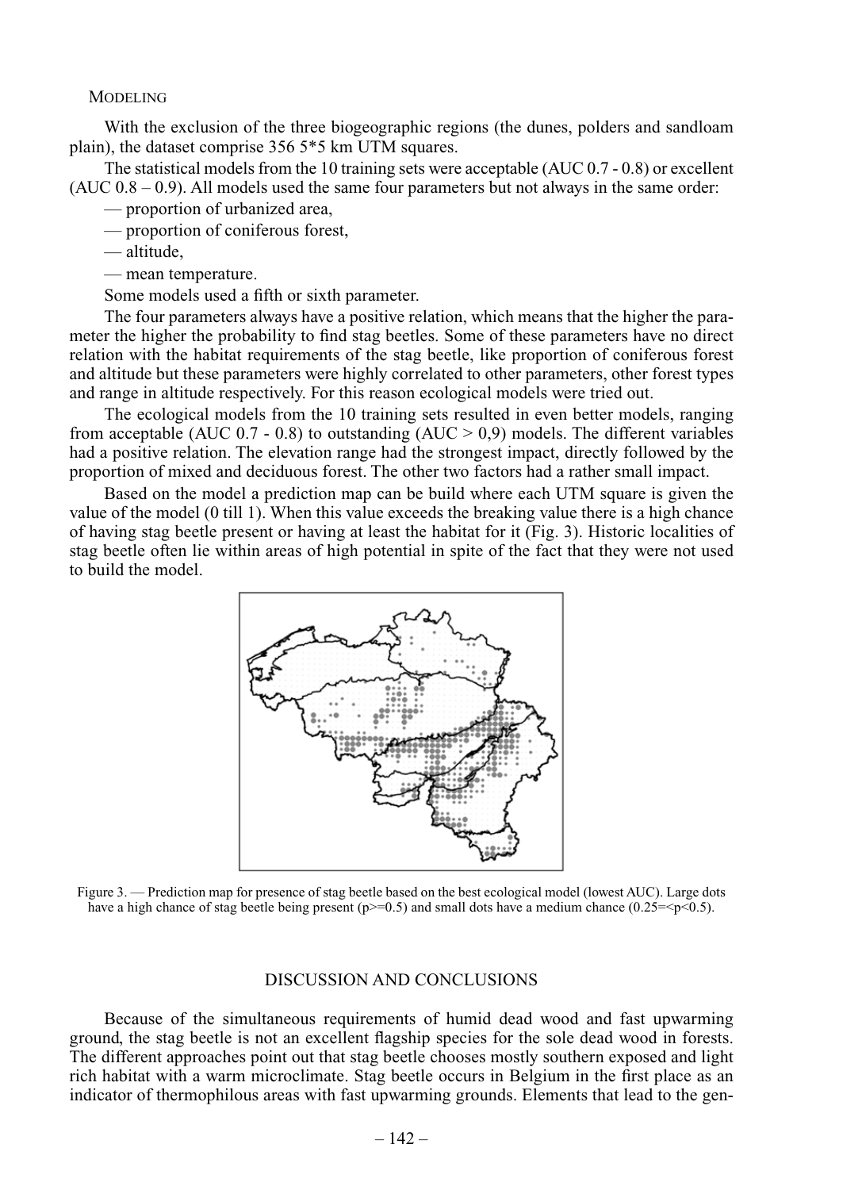### MODELING

With the exclusion of the three biogeographic regions (the dunes, polders and sandloam plain), the dataset comprise 356 5*5 km UTM squares.

The statistical models from the 10 training sets were acceptable (AUC 0.7 - 0.8) or excellent (AUC 0.8 – 0.9). All models used the same four parameters but not always in the same order:

— proportion of urbanized area,

— proportion of coniferous forest,

— altitude,

— mean temperature.

Some models used a fifth or sixth parameter.

The four parameters always have a positive relation, which means that the higher the parameter the higher the probability to find stag beetles. Some of these parameters have no direct relation with the habitat requirements of the stag beetle, like proportion of coniferous forest and altitude but these parameters were highly correlated to other parameters, other forest types and range in altitude respectively. For this reason ecological models were tried out.

The ecological models from the 10 training sets resulted in even better models, ranging from acceptable (AUC 0.7 - 0.8) to outstanding (AUC > 0,9) models. The different variables had a positive relation. The elevation range had the strongest impact, directly followed by the proportion of mixed and deciduous forest. The other two factors had a rather small impact.

Based on the model a prediction map can be build where each UTM square is given the value of the model (0 till 1). When this value exceeds the breaking value there is a high chance of having stag beetle present or having at least the habitat for it (Fig. 3). Historic localities of stag beetle often lie within areas of high potential in spite of the fact that they were not used to build the model.

Figure 3. — Prediction map for presence of stag beetle based on the best ecological model (lowest AUC). Large dots have a high chance of stag beetle being present (p>=0.5) and small dots have a medium chance (0.25=<p<0.5).

## DISCUSSION AND CONCLUSIONS

Because of the simultaneous requirements of humid dead wood and fast upwarming ground, the stag beetle is not an excellent flagship species for the sole dead wood in forests. The different approaches point out that stag beetle chooses mostly southern exposed and light rich habitat with a warm microclimate. Stag beetle occurs in Belgium in the first place as an indicator of thermophilous areas with fast upwarming grounds. Elements that lead to the gen-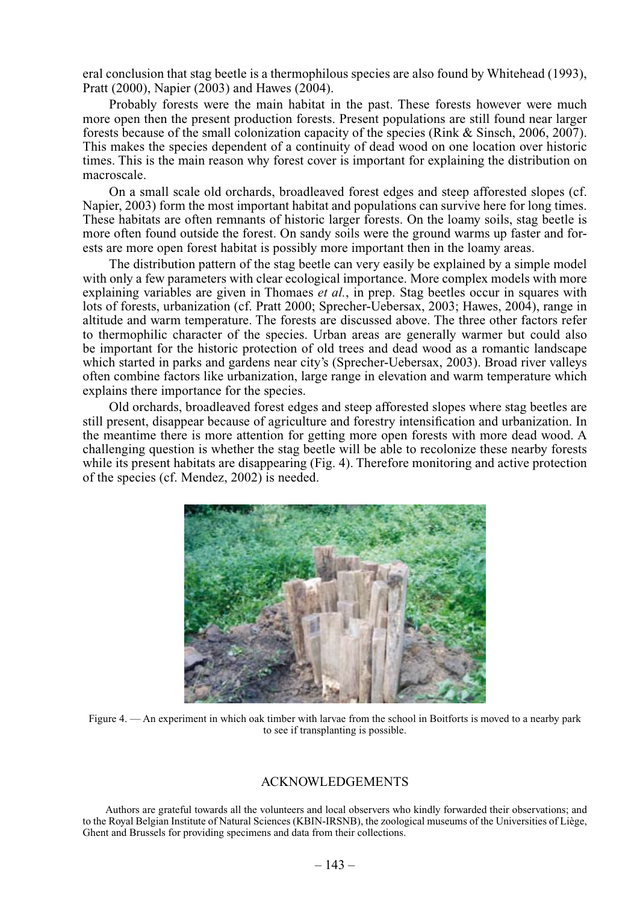eral conclusion that stag beetle is a thermophilous species are also found by Whitehead (1993), Pratt (2000), Napier (2003) and Hawes (2004).

Probably forests were the main habitat in the past. These forests however were much more open then the present production forests. Present populations are still found near larger forests because of the small colonization capacity of the species (Rink & Sinsch, 2006, 2007). This makes the species dependent of a continuity of dead wood on one location over historic times. This is the main reason why forest cover is important for explaining the distribution on macroscale.

On a small scale old orchards, broadleaved forest edges and steep afforested slopes (cf. Napier, 2003) form the most important habitat and populations can survive here for long times. These habitats are often remnants of historic larger forests. On the loamy soils, stag beetle is more often found outside the forest. On sandy soils were the ground warms up faster and forests are more open forest habitat is possibly more important then in the loamy areas.

The distribution pattern of the stag beetle can very easily be explained by a simple model with only a few parameters with clear ecological importance. More complex models with more explaining variables are given in Thomaes *et al.*, in prep. Stag beetles occur in squares with lots of forests, urbanization (cf. Pratt 2000; Sprecher-Uebersax, 2003; Hawes, 2004), range in altitude and warm temperature. The forests are discussed above. The three other factors refer to thermophilic character of the species. Urban areas are generally warmer but could also be important for the historic protection of old trees and dead wood as a romantic landscape which started in parks and gardens near city's (Sprecher-Uebersax, 2003). Broad river valleys often combine factors like urbanization, large range in elevation and warm temperature which explains there importance for the species.

Old orchards, broadleaved forest edges and steep afforested slopes where stag beetles are still present, disappear because of agriculture and forestry intensification and urbanization. In the meantime there is more attention for getting more open forests with more dead wood. A challenging question is whether the stag beetle will be able to recolonize these nearby forests while its present habitats are disappearing (Fig. 4). Therefore monitoring and active protection of the species (cf. Mendez, 2002) is needed.

Figure 4. — An experiment in which oak timber with larvae from the school in Boitforts is moved to a nearby park to see if transplanting is possible.

## ACKNOWLEDGEMENTS

Authors are grateful towards all the volunteers and local observers who kindly forwarded their observations; and to the Royal Belgian Institute of Natural Sciences (KBIN-IRSNB), the zoological museums of the Universities of Liège, Ghent and Brussels for providing specimens and data from their collections.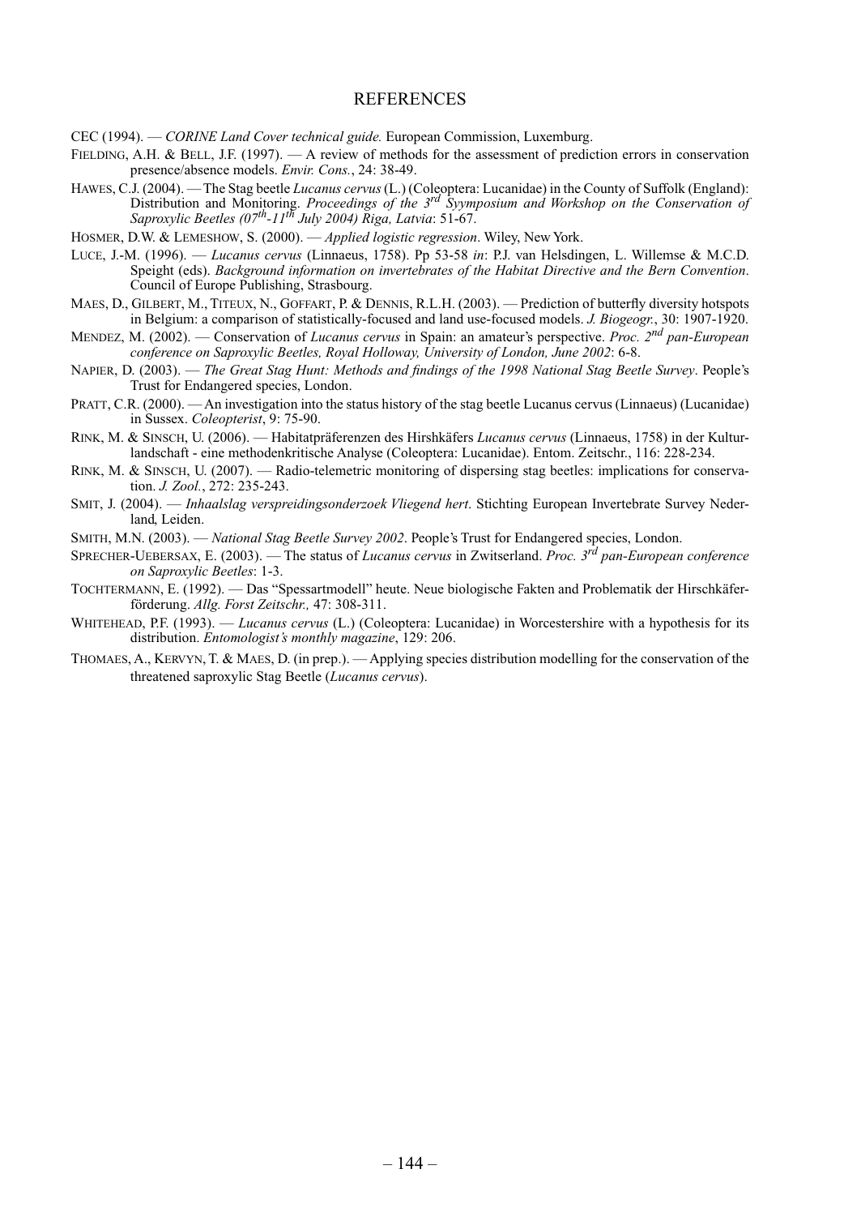## REFERENCES

CEC (1994). — *CORINE Land Cover technical guide.* European Commission, Luxemburg.

FIELDING, A.H. & BELL, J.F. (1997). — A review of methods for the assessment of prediction errors in conservation presence/absence models. *Envir. Cons.*, 24: 38-49.

HAWES, C.J. (2004). — The Stag beetle *Lucanus cervus* (L.) (Coleoptera: Lucanidae) in the County of Suffolk (England): Distribution and Monitoring. *Proceedings of the 3rd Syymposium and Workshop on the Conservation of Saproxylic Beetles (07th-11th July 2004) Riga, Latvia*: 51-67.

HOSMER, D.W. & LEMESHOW, S. (2000). — *Applied logistic regression*. Wiley, New York.

LUCE, J.-M. (1996). — *Lucanus cervus* (Linnaeus, 1758). Pp 53-58 *in*: P.J. van Helsdingen, L. Willemse & M.C.D. Speight (eds). *Background information on invertebrates of the Habitat Directive and the Bern Convention*. Council of Europe Publishing, Strasbourg.

MAES, D., GILBERT, M., TITEUX, N., GOFFART, P. & DENNIS, R.L.H. (2003). — Prediction of butterfly diversity hotspots in Belgium: a comparison of statistically-focused and land use-focused models. *J. Biogeogr.*, 30: 1907-1920.

MENDEZ, M. (2002). — Conservation of *Lucanus cervus* in Spain: an amateur's perspective. *Proc. 2nd pan-European conference on Saproxylic Beetles, Royal Holloway, University of London, June 2002*: 6-8.

NAPIER, D. (2003). — *The Great Stag Hunt: Methods and findings of the 1998 National Stag Beetle Survey*. People's Trust for Endangered species, London.

PRATT, C.R. (2000). — An investigation into the status history of the stag beetle Lucanus cervus (Linnaeus) (Lucanidae) in Sussex. *Coleopterist*, 9: 75-90.

RINK, M. & SINSCH, U. (2006). — Habitatpräferenzen des Hirshkäfers *Lucanus cervus* (Linnaeus, 1758) in der Kulturlandschaft - eine methodenkritische Analyse (Coleoptera: Lucanidae). Entom. Zeitschr., 116: 228-234.

RINK, M. & SINSCH, U. (2007). — Radio-telemetric monitoring of dispersing stag beetles: implications for conservation. *J. Zool.*, 272: 235-243.

SMIT, J. (2004). — *Inhaalslag verspreidingsonderzoek Vliegend hert*. Stichting European Invertebrate Survey Nederland, Leiden.

SMITH, M.N. (2003). — *National Stag Beetle Survey 2002*. People's Trust for Endangered species, London.

SPRECHER-UEBERSAX, E. (2003). — The status of *Lucanus cervus* in Zwitserland. *Proc. 3rd pan-European conference on Saproxylic Beetles*: 1-3.

TOCHTERMANN, E. (1992). — Das "Spessartmodell" heute. Neue biologische Fakten and Problematik der Hirschkäferförderung. *Allg. Forst Zeitschr.,* 47: 308-311.

WHITEHEAD, P.F. (1993). — *Lucanus cervus* (L.) (Coleoptera: Lucanidae) in Worcestershire with a hypothesis for its distribution. *Entomologist's monthly magazine*, 129: 206.

THOMAES, A., KERVYN, T. & MAES, D. (in prep.). — Applying species distribution modelling for the conservation of the threatened saproxylic Stag Beetle (*Lucanus cervus*).